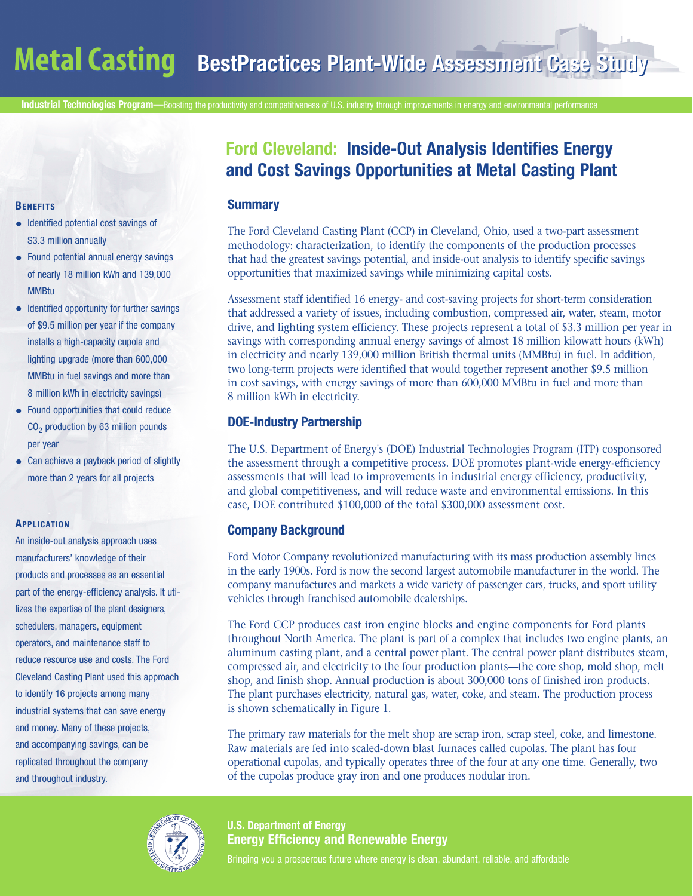# Metal Casting — BestPractices Plant-Wide Assessment Case Study

**Industrial Technologies Program—**Boosting the productivity and competitiveness of U.S. industry through improvements in energy and environmental performance

## Ford Cleveland: Inside-Out Analysis Identifies Energy and Cost Savings Opportunities at Metal Casting Plant

### Benefits

- Identified potential cost savings of $3.3 million annually
- Found potential annual energy savings of nearly 18 million kWh and 139,000 MMBtu
- Identified opportunity for further savings of $9.5 million per year if the company installs a high-capacity cupola and lighting upgrade (more than 600,000 MMBtu in fuel savings and more than 8 million kWh in electricity savings)
- Found opportunities that could reduce $CO_2$ production by 63 million pounds per year
- Can achieve a payback period of slightly more than 2 years for all projects

### Application

An inside-out analysis approach uses manufacturers' knowledge of their products and processes as an essential part of the energy-efficiency analysis. It utilizes the expertise of the plant designers, schedulers, managers, equipment operators, and maintenance staff to reduce resource use and costs. The Ford Cleveland Casting Plant used this approach to identify 16 projects among many industrial systems that can save energy and money. Many of these projects, and accompanying savings, can be replicated throughout the company and throughout industry.

### Summary

The Ford Cleveland Casting Plant (CCP) in Cleveland, Ohio, used a two-part assessment methodology: characterization, to identify the components of the production processes that had the greatest savings potential, and inside-out analysis to identify specific savings opportunities that maximized savings while minimizing capital costs.

Assessment staff identified 16 energy- and cost-saving projects for short-term consideration that addressed a variety of issues, including combustion, compressed air, water, steam, motor drive, and lighting system efficiency. These projects represent a total of $3.3 million per year in savings with corresponding annual energy savings of almost 18 million kilowatt hours (kWh) in electricity and nearly 139,000 million British thermal units (MMBtu) in fuel. In addition, two long-term projects were identified that would together represent another $9.5 million in cost savings, with energy savings of more than 600,000 MMBtu in fuel and more than 8 million kWh in electricity.

### DOE-Industry Partnership

The U.S. Department of Energy's (DOE) Industrial Technologies Program (ITP) cosponsored the assessment through a competitive process. DOE promotes plant-wide energy-efficiency assessments that will lead to improvements in industrial energy efficiency, productivity, and global competitiveness, and will reduce waste and environmental emissions. In this case, DOE contributed $100,000 of the total $300,000 assessment cost.

### Company Background

Ford Motor Company revolutionized manufacturing with its mass production assembly lines in the early 1900s. Ford is now the second largest automobile manufacturer in the world. The company manufactures and markets a wide variety of passenger cars, trucks, and sport utility vehicles through franchised automobile dealerships.

The Ford CCP produces cast iron engine blocks and engine components for Ford plants throughout North America. The plant is part of a complex that includes two engine plants, an aluminum casting plant, and a central power plant. The central power plant distributes steam, compressed air, and electricity to the four production plants—the core shop, mold shop, melt shop, and finish shop. Annual production is about 300,000 tons of finished iron products. The plant purchases electricity, natural gas, water, coke, and steam. The production process is shown schematically in Figure 1.

The primary raw materials for the melt shop are scrap iron, scrap steel, coke, and limestone. Raw materials are fed into scaled-down blast furnaces called cupolas. The plant has four operational cupolas, and typically operates three of the four at any one time. Generally, two of the cupolas produce gray iron and one produces nodular iron.

**U.S. Department of Energy**
**Energy Efficiency and Renewable Energy**

Bringing you a prosperous future where energy is clean, abundant, reliable, and affordable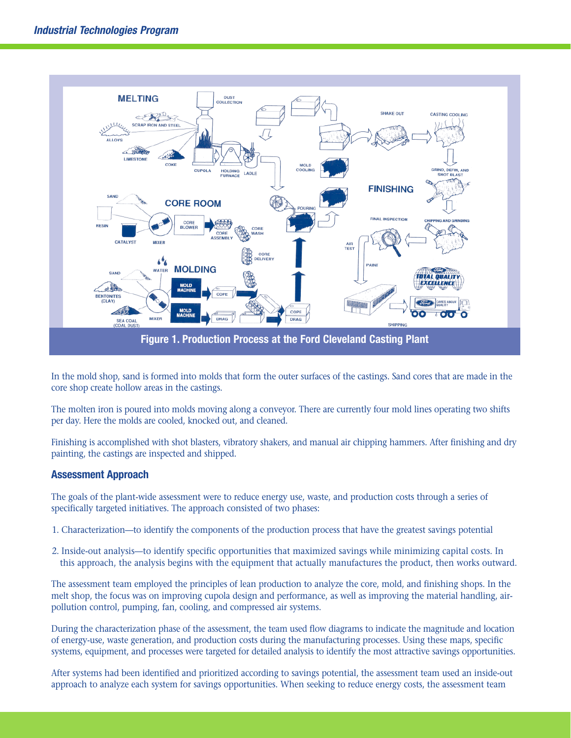Figure 1. Production Process at the Ford Cleveland Casting Plant

In the mold shop, sand is formed into molds that form the outer surfaces of the castings. Sand cores that are made in the core shop create hollow areas in the castings.

The molten iron is poured into molds moving along a conveyor. There are currently four mold lines operating two shifts per day. Here the molds are cooled, knocked out, and cleaned.

Finishing is accomplished with shot blasters, vibratory shakers, and manual air chipping hammers. After finishing and dry painting, the castings are inspected and shipped.

## Assessment Approach

The goals of the plant-wide assessment were to reduce energy use, waste, and production costs through a series of specifically targeted initiatives. The approach consisted of two phases:

1. Characterization—to identify the components of the production process that have the greatest savings potential
2. Inside-out analysis—to identify specific opportunities that maximized savings while minimizing capital costs. In this approach, the analysis begins with the equipment that actually manufactures the product, then works outward.

The assessment team employed the principles of lean production to analyze the core, mold, and finishing shops. In the melt shop, the focus was on improving cupola design and performance, as well as improving the material handling, air-pollution control, pumping, fan, cooling, and compressed air systems.

During the characterization phase of the assessment, the team used flow diagrams to indicate the magnitude and location of energy-use, waste generation, and production costs during the manufacturing processes. Using these maps, specific systems, equipment, and processes were targeted for detailed analysis to identify the most attractive savings opportunities.

After systems had been identified and prioritized according to savings potential, the assessment team used an inside-out approach to analyze each system for savings opportunities. When seeking to reduce energy costs, the assessment team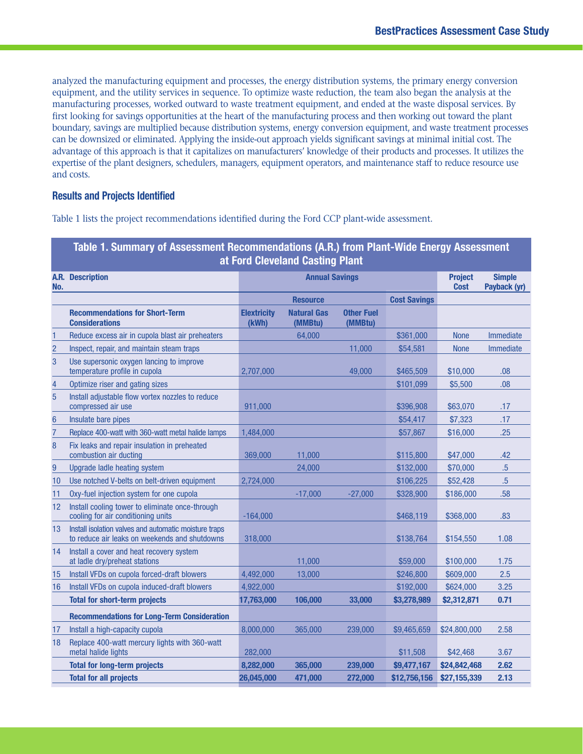analyzed the manufacturing equipment and processes, the energy distribution systems, the primary energy conversion equipment, and the utility services in sequence. To optimize waste reduction, the team also began the analysis at the manufacturing processes, worked outward to waste treatment equipment, and ended at the waste disposal services. By first looking for savings opportunities at the heart of the manufacturing process and then working out toward the plant boundary, savings are multiplied because distribution systems, energy conversion equipment, and waste treatment processes can be downsized or eliminated. Applying the inside-out approach yields significant savings at minimal initial cost. The advantage of this approach is that it capitalizes on manufacturers' knowledge of their products and processes. It utilizes the expertise of the plant designers, schedulers, managers, equipment operators, and maintenance staff to reduce resource use and costs.

## Results and Projects Identified

Table 1 lists the project recommendations identified during the Ford CCP plant-wide assessment.

**Table 1. Summary of Assessment Recommendations (A.R.) from Plant-Wide Energy Assessment at Ford Cleveland Casting Plant**

| A.R. No. | Description | Annual Savings | | | | Project Cost | Simple Payback (yr) |
|---|---|---|---|---|---|---|---|
| | | Resource | | | Cost Savings | | |
| | **Recommendations for Short-Term Considerations** | Electricity (kWh) | Natural Gas (MMBtu) | Other Fuel (MMBtu) | | | |
| 1 | Reduce excess air in cupola blast air preheaters | | 64,000 | | $361,000 | None | Immediate |
| 2 | Inspect, repair, and maintain steam traps | | | 11,000 | $54,581 | None | Immediate |
| 3 | Use supersonic oxygen lancing to improve temperature profile in cupola | 2,707,000 | | 49,000 | $465,509 | $10,000 | .08 |
| 4 | Optimize riser and gating sizes | | | | $101,099 | $5,500 | .08 |
| 5 | Install adjustable flow vortex nozzles to reduce compressed air use | 911,000 | | | $396,908 | $63,070 | .17 |
| 6 | Insulate bare pipes | | | | $54,417 | $7,323 | .17 |
| 7 | Replace 400-watt with 360-watt metal halide lamps | 1,484,000 | | | $57,867 | $16,000 | .25 |
| 8 | Fix leaks and repair insulation in preheated combustion air ducting | 369,000 | 11,000 | | $115,800 | $47,000 | .42 |
| 9 | Upgrade ladle heating system | | 24,000 | | $132,000 | $70,000 | .5 |
| 10 | Use notched V-belts on belt-driven equipment | 2,724,000 | | | $106,225 | $52,428 | .5 |
| 11 | Oxy-fuel injection system for one cupola | | -17,000 | -27,000 | $328,900 | $186,000 | .58 |
| 12 | Install cooling tower to eliminate once-through cooling for air conditioning units | -164,000 | | | $468,119 | $368,000 | .83 |
| 13 | Install isolation valves and automatic moisture traps to reduce air leaks on weekends and shutdowns | 318,000 | | | $138,764 | $154,550 | 1.08 |
| 14 | Install a cover and heat recovery system at ladle dry/preheat stations | | 11,000 | | $59,000 | $100,000 | 1.75 |
| 15 | Install VFDs on cupola forced-draft blowers | 4,492,000 | 13,000 | | $246,800 | $609,000 | 2.5 |
| 16 | Install VFDs on cupola induced-draft blowers | 4,922,000 | | | $192,000 | $624,000 | 3.25 |
| | **Total for short-term projects** | **17,763,000** | **106,000** | **33,000** | **$3,278,989** | **$2,312,871** | **0.71** |
| | **Recommendations for Long-Term Consideration** | | | | | | |
| 17 | Install a high-capacity cupola | 8,000,000 | 365,000 | 239,000 | $9,465,659 | $24,800,000 | 2.58 |
| 18 | Replace 400-watt mercury lights with 360-watt metal halide lights | 282,000 | | | $11,508 | $42,468 | 3.67 |
| | **Total for long-term projects** | **8,282,000** | **365,000** | **239,000** | **$9,477,167** | **$24,842,468** | **2.62** |
| | **Total for all projects** | **26,045,000** | **471,000** | **272,000** | **$12,756,156** | **$27,155,339** | **2.13** |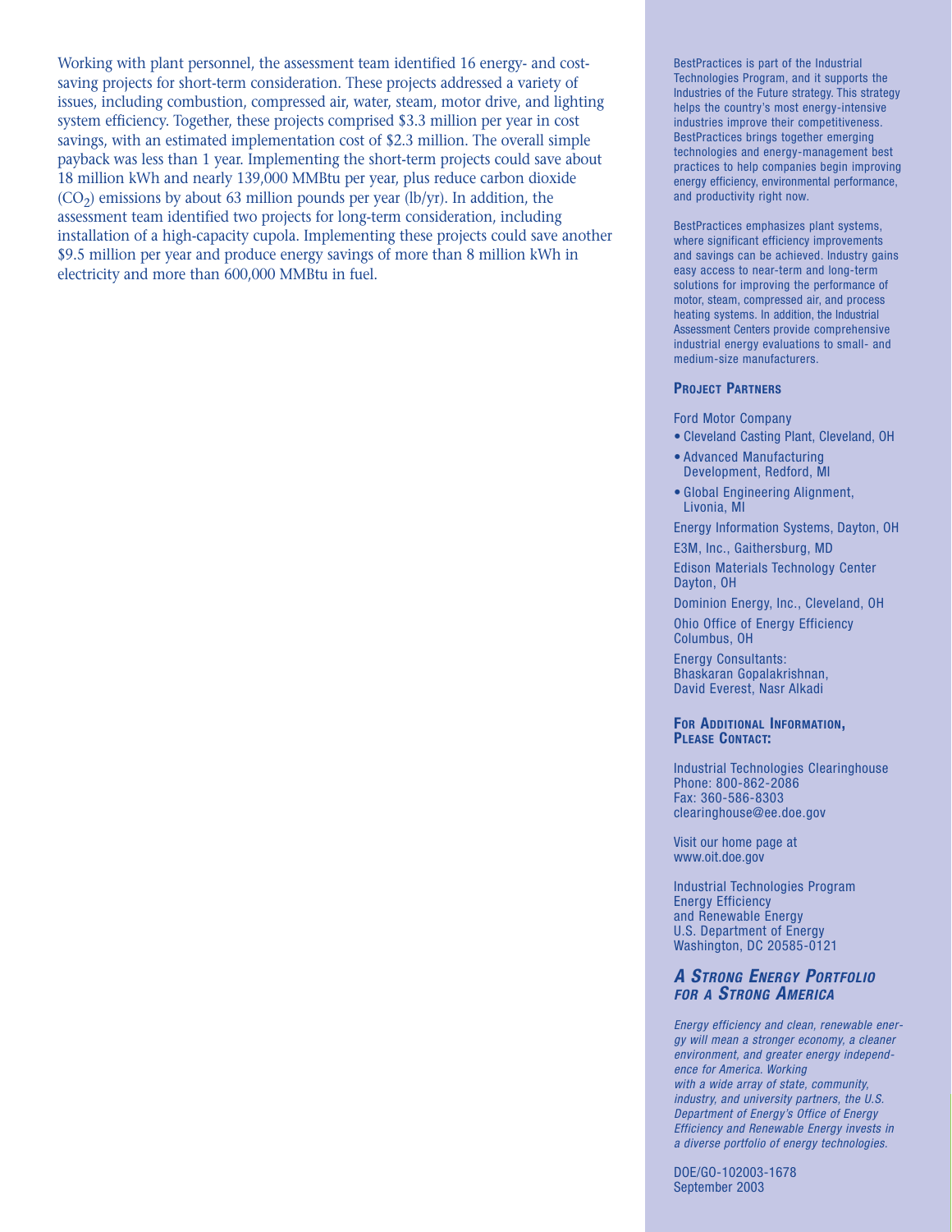Working with plant personnel, the assessment team identified 16 energy- and cost-saving projects for short-term consideration. These projects addressed a variety of issues, including combustion, compressed air, water, steam, motor drive, and lighting system efficiency. Together, these projects comprised $3.3 million per year in cost savings, with an estimated implementation cost of $2.3 million. The overall simple payback was less than 1 year. Implementing the short-term projects could save about 18 million kWh and nearly 139,000 MMBtu per year, plus reduce carbon dioxide ($CO_2$) emissions by about 63 million pounds per year (lb/yr). In addition, the assessment team identified two projects for long-term consideration, including installation of a high-capacity cupola. Implementing these projects could save another $9.5 million per year and produce energy savings of more than 8 million kWh in electricity and more than 600,000 MMBtu in fuel.

BestPractices is part of the Industrial Technologies Program, and it supports the Industries of the Future strategy. This strategy helps the country's most energy-intensive industries improve their competitiveness. BestPractices brings together emerging technologies and energy-management best practices to help companies begin improving energy efficiency, environmental performance, and productivity right now.

BestPractices emphasizes plant systems, where significant efficiency improvements and savings can be achieved. Industry gains easy access to near-term and long-term solutions for improving the performance of motor, steam, compressed air, and process heating systems. In addition, the Industrial Assessment Centers provide comprehensive industrial energy evaluations to small- and medium-size manufacturers.

## Project Partners

Ford Motor Company
- Cleveland Casting Plant, Cleveland, OH
- Advanced Manufacturing Development, Redford, MI
- Global Engineering Alignment, Livonia, MI

Energy Information Systems, Dayton, OH

E3M, Inc., Gaithersburg, MD

Edison Materials Technology Center
Dayton, OH

Dominion Energy, Inc., Cleveland, OH

Ohio Office of Energy Efficiency
Columbus, OH

Energy Consultants:
Bhaskaran Gopalakrishnan,
David Everest, Nasr Alkadi

## For Additional Information, Please Contact:

Industrial Technologies Clearinghouse
Phone: 800-862-2086
Fax: 360-586-8303
clearinghouse@ee.doe.gov

Visit our home page at
www.oit.doe.gov

Industrial Technologies Program
Energy Efficiency
and Renewable Energy
U.S. Department of Energy
Washington, DC 20585-0121

## *A Strong Energy Portfolio for a Strong America*

*Energy efficiency and clean, renewable energy will mean a stronger economy, a cleaner environment, and greater energy independence for America. Working with a wide array of state, community, industry, and university partners, the U.S. Department of Energy's Office of Energy Efficiency and Renewable Energy invests in a diverse portfolio of energy technologies.*

DOE/GO-102003-1678
September 2003